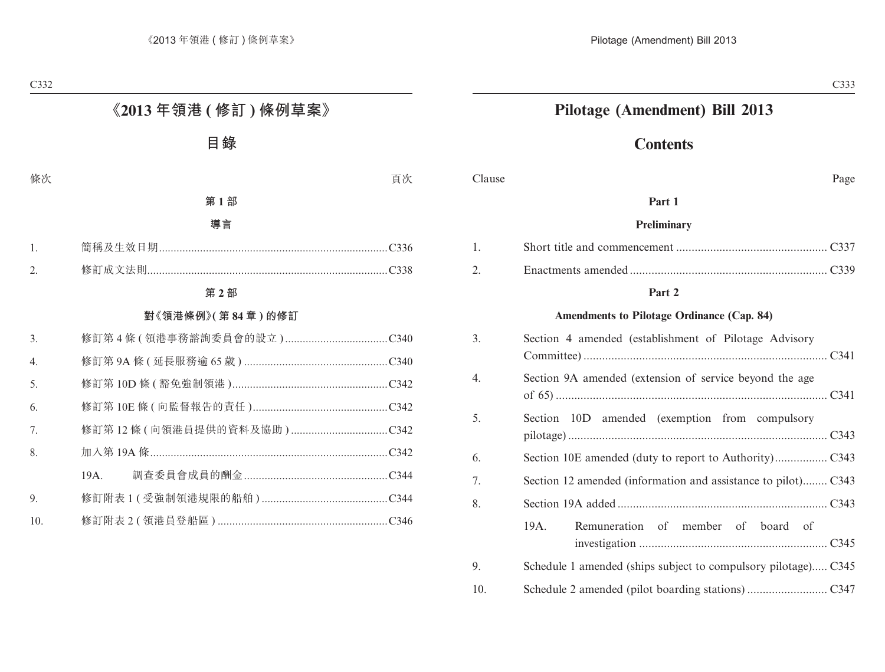# 《2013 年領港 ( 修訂 ) 條例草案》

## 目錄

| 條次 | | 頁次 |
|---|---|---|
| | **第 1 部** | |
| | **導言** | |
| 1. | 簡稱及生效日期 | C336 |
| 2. | 修訂成文法則 | C338 |
| | **第 2 部** | |
| | **對《領港條例》( 第 84 章 ) 的修訂** | |
| 3. | 修訂第 4 條 ( 領港事務諮詢委員會的設立 ) | C340 |
| 4. | 修訂第 9A 條 ( 延長服務逾 65 歲 ) | C340 |
| 5. | 修訂第 10D 條 ( 豁免強制領港 ) | C342 |
| 6. | 修訂第 10E 條 ( 向監督報告的責任 ) | C342 |
| 7. | 修訂第 12 條 ( 向領港員提供的資料及協助 ) | C342 |
| 8. | 加入第 19A 條 | C342 |
| | 19A. 調查委員會成員的酬金 | C344 |
| 9. | 修訂附表 1 ( 受強制領港規限的船舶 ) | C344 |
| 10. | 修訂附表 2 ( 領港員登船區 ) | C346 |

# Pilotage (Amendment) Bill 2013

## Contents

| Clause | | Page |
|---|---|---|
| | **Part 1** | |
| | **Preliminary** | |
| 1. | Short title and commencement | C337 |
| 2. | Enactments amended | C339 |
| | **Part 2** | |
| | **Amendments to Pilotage Ordinance (Cap. 84)** | |
| 3. | Section 4 amended (establishment of Pilotage Advisory Committee) | C341 |
| 4. | Section 9A amended (extension of service beyond the age of 65) | C341 |
| 5. | Section 10D amended (exemption from compulsory pilotage) | C343 |
| 6. | Section 10E amended (duty to report to Authority) | C343 |
| 7. | Section 12 amended (information and assistance to pilot) | C343 |
| 8. | Section 19A added | C343 |
| | 19A. Remuneration of member of board of investigation | C345 |
| 9. | Schedule 1 amended (ships subject to compulsory pilotage) | C345 |
| 10. | Schedule 2 amended (pilot boarding stations) | C347 |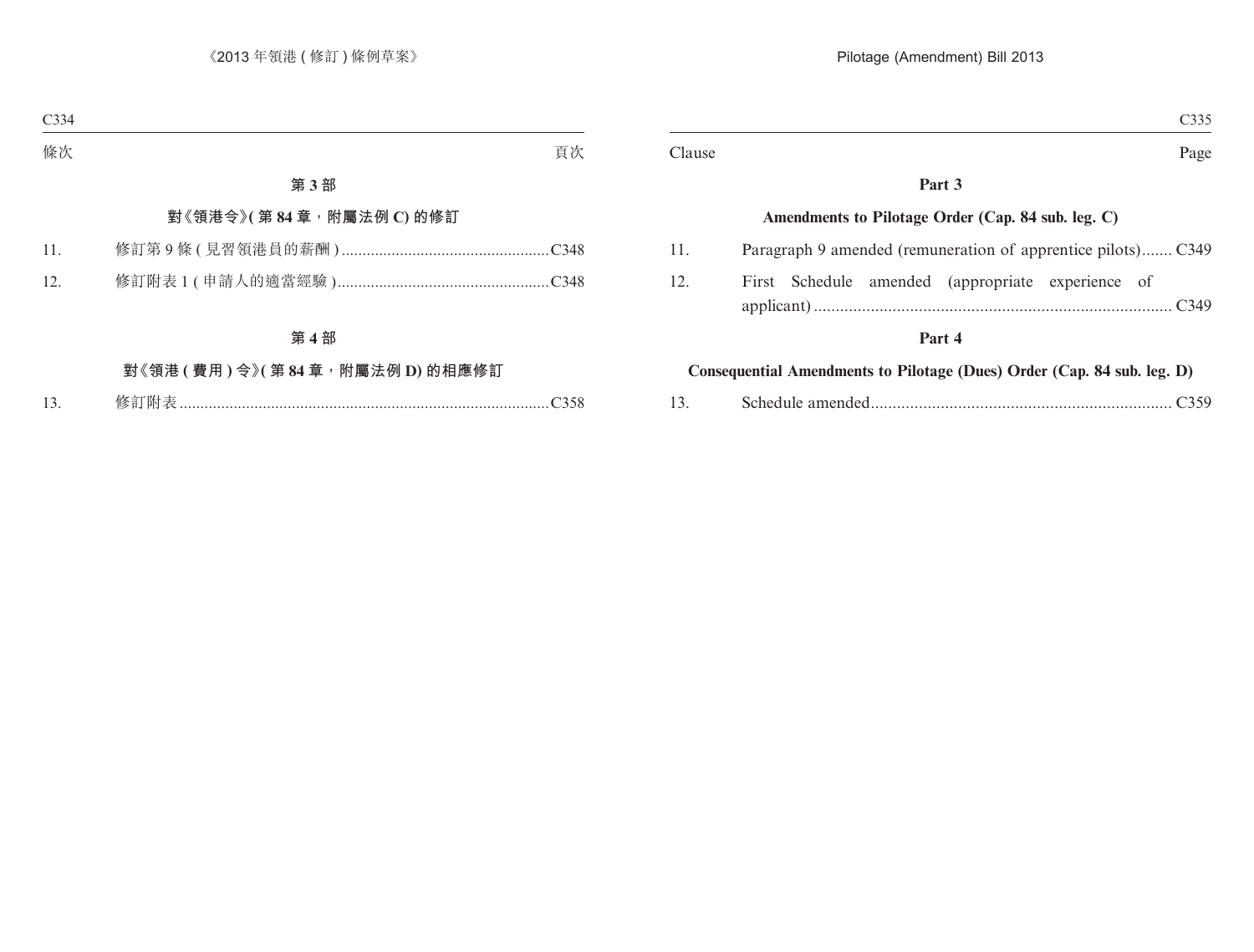條次 頁次

### 第 3 部

### 對《領港令》(第 84 章，附屬法例 C) 的修訂

11. 修訂第 9 條 (見習領港員的薪酬) ....................C348

12. 修訂附表 1 (申請人的適當經驗) ....................C348

### 第 4 部

### 對《領港 (費用) 令》(第 84 章，附屬法例 D) 的相應修訂

13. 修訂附表 ....................C358

Clause Page

### Part 3

### Amendments to Pilotage Order (Cap. 84 sub. leg. C)

11. Paragraph 9 amended (remuneration of apprentice pilots)....... C349

12. First Schedule amended (appropriate experience of applicant) .................... C349

### Part 4

### Consequential Amendments to Pilotage (Dues) Order (Cap. 84 sub. leg. D)

13. Schedule amended.................... C359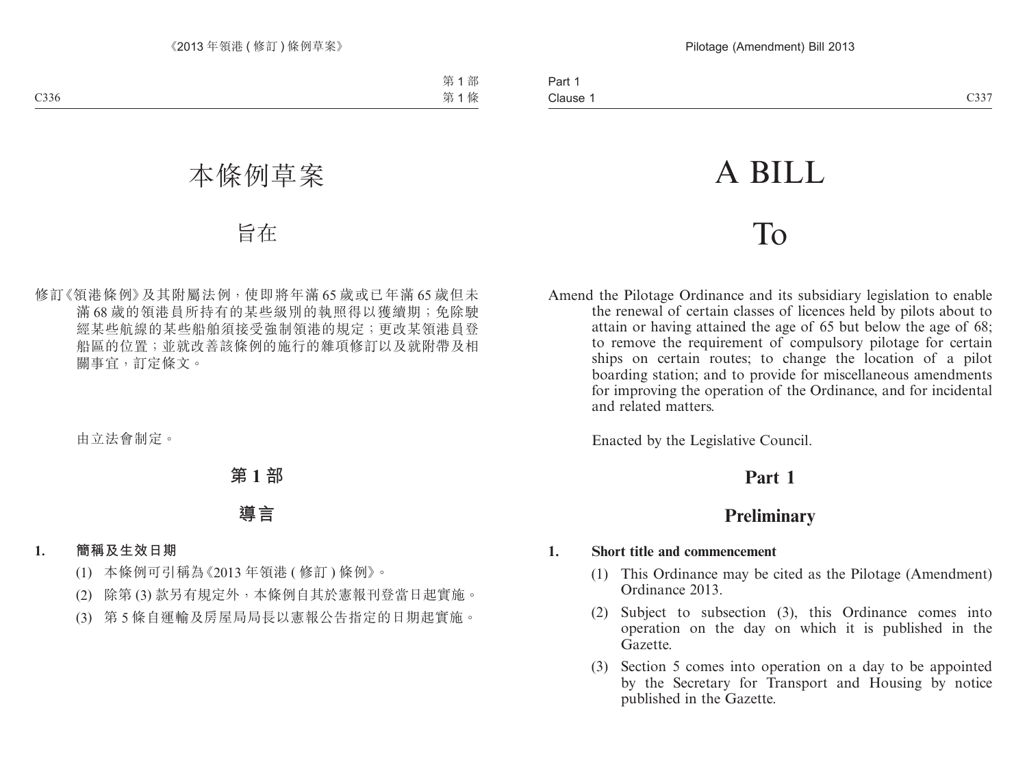# 本條例草案

## 旨在

修訂《領港條例》及其附屬法例，使即將年滿 65 歲或已年滿 65 歲但未滿 68 歲的領港員所持有的某些級別的執照得以獲續期；免除駛經某些航線的某些船舶須接受強制領港的規定；更改某領港員登船區的位置；並就改善該條例的施行的雜項修訂以及就附帶及相關事宜，訂定條文。

由立法會制定。

## 第 1 部

## 導言

**1. 簡稱及生效日期**

(1) 本條例可引稱為《2013 年領港 ( 修訂 ) 條例》。

(2) 除第 (3) 款另有規定外，本條例自其於憲報刊登當日起實施。

(3) 第 5 條自運輸及房屋局局長以憲報公告指定的日期起實施。

# A BILL

## To

Amend the Pilotage Ordinance and its subsidiary legislation to enable the renewal of certain classes of licences held by pilots about to attain or having attained the age of 65 but below the age of 68; to remove the requirement of compulsory pilotage for certain ships on certain routes; to change the location of a pilot boarding station; and to provide for miscellaneous amendments for improving the operation of the Ordinance, and for incidental and related matters.

Enacted by the Legislative Council.

## Part 1

## Preliminary

**1. Short title and commencement**

(1) This Ordinance may be cited as the Pilotage (Amendment) Ordinance 2013.

(2) Subject to subsection (3), this Ordinance comes into operation on the day on which it is published in the Gazette.

(3) Section 5 comes into operation on a day to be appointed by the Secretary for Transport and Housing by notice published in the Gazette.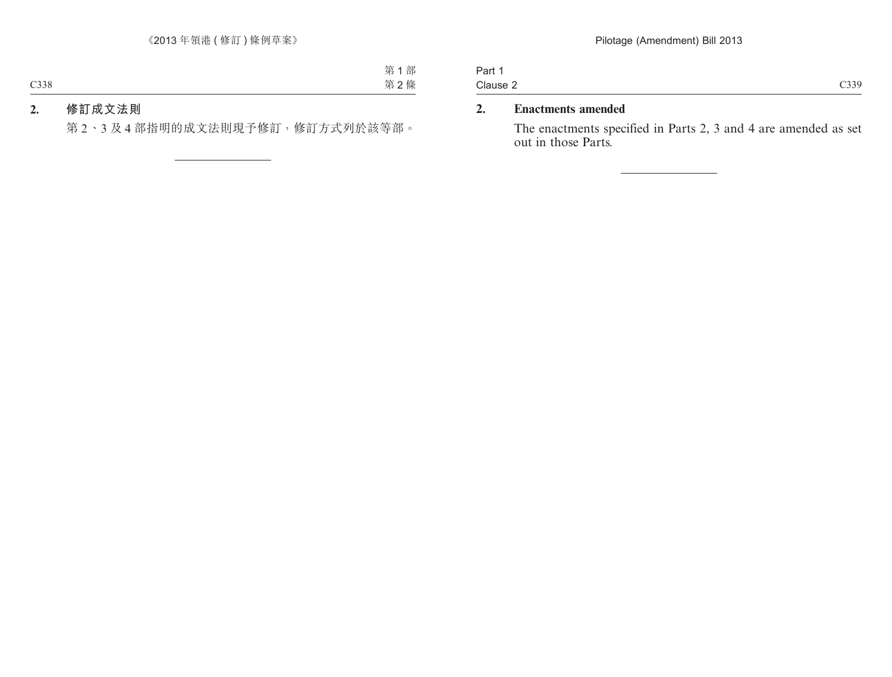## 2. 修訂成文法則

第 2、3 及 4 部指明的成文法則現予修訂，修訂方式列於該等部。

---

## 2. Enactments amended

The enactments specified in Parts 2, 3 and 4 are amended as set out in those Parts.

---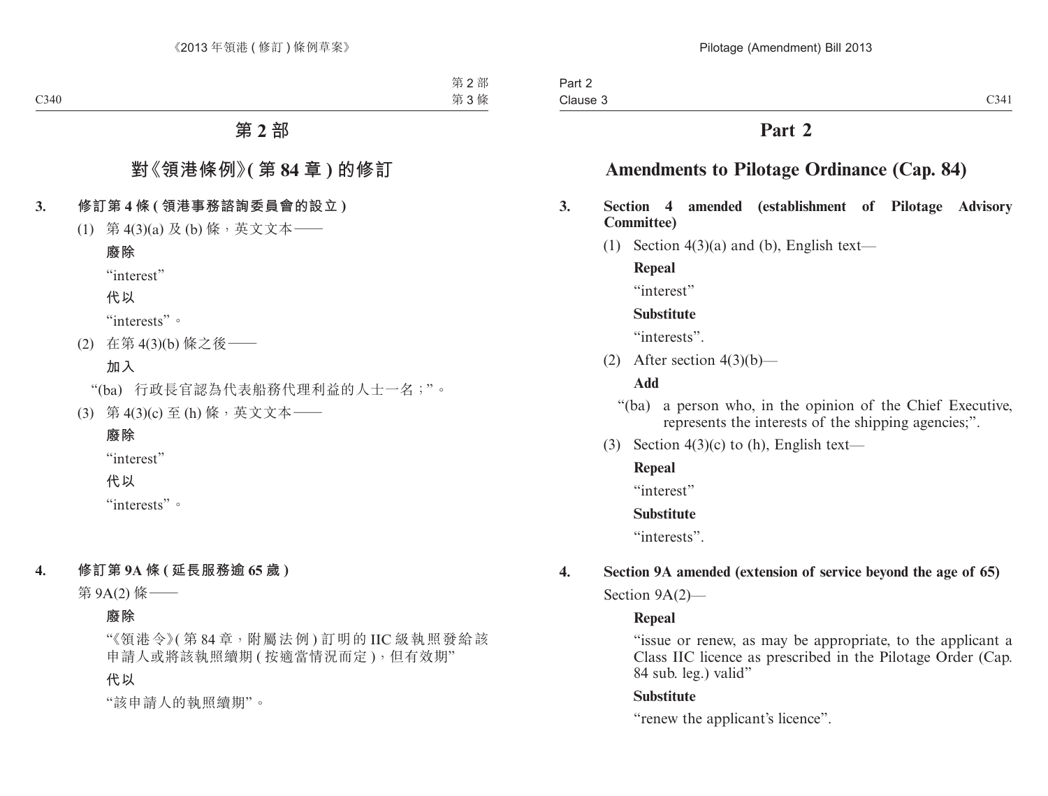# 第 2 部

## 對《領港條例》(第 84 章) 的修訂

**3. 修訂第 4 條 (領港事務諮詢委員會的設立)**

(1) 第 4(3)(a) 及 (b) 條，英文文本——

**廢除**

"interest"

**代以**

"interests"。

(2) 在第 4(3)(b) 條之後——

**加入**

"(ba) 行政長官認為代表船務代理利益的人士一名；"。

(3) 第 4(3)(c) 至 (h) 條，英文文本——

**廢除**

"interest"

**代以**

"interests"。

**4. 修訂第 9A 條 (延長服務逾 65 歲)**

第 9A(2) 條——

**廢除**

"《領港令》(第 84 章，附屬法例) 訂明的 IIC 級執照發給該申請人或將該執照續期 (按適當情況而定)，但有效期"

**代以**

"該申請人的執照續期"。

# Part 2

## Amendments to Pilotage Ordinance (Cap. 84)

**3. Section 4 amended (establishment of Pilotage Advisory Committee)**

(1) Section 4(3)(a) and (b), English text—

**Repeal**

"interest"

**Substitute**

"interests".

(2) After section 4(3)(b)—

**Add**

"(ba) a person who, in the opinion of the Chief Executive, represents the interests of the shipping agencies;".

(3) Section 4(3)(c) to (h), English text—

**Repeal**

"interest"

**Substitute**

"interests".

**4. Section 9A amended (extension of service beyond the age of 65)**

Section 9A(2)—

**Repeal**

"issue or renew, as may be appropriate, to the applicant a Class IIC licence as prescribed in the Pilotage Order (Cap. 84 sub. leg.) valid"

**Substitute**

"renew the applicant's licence".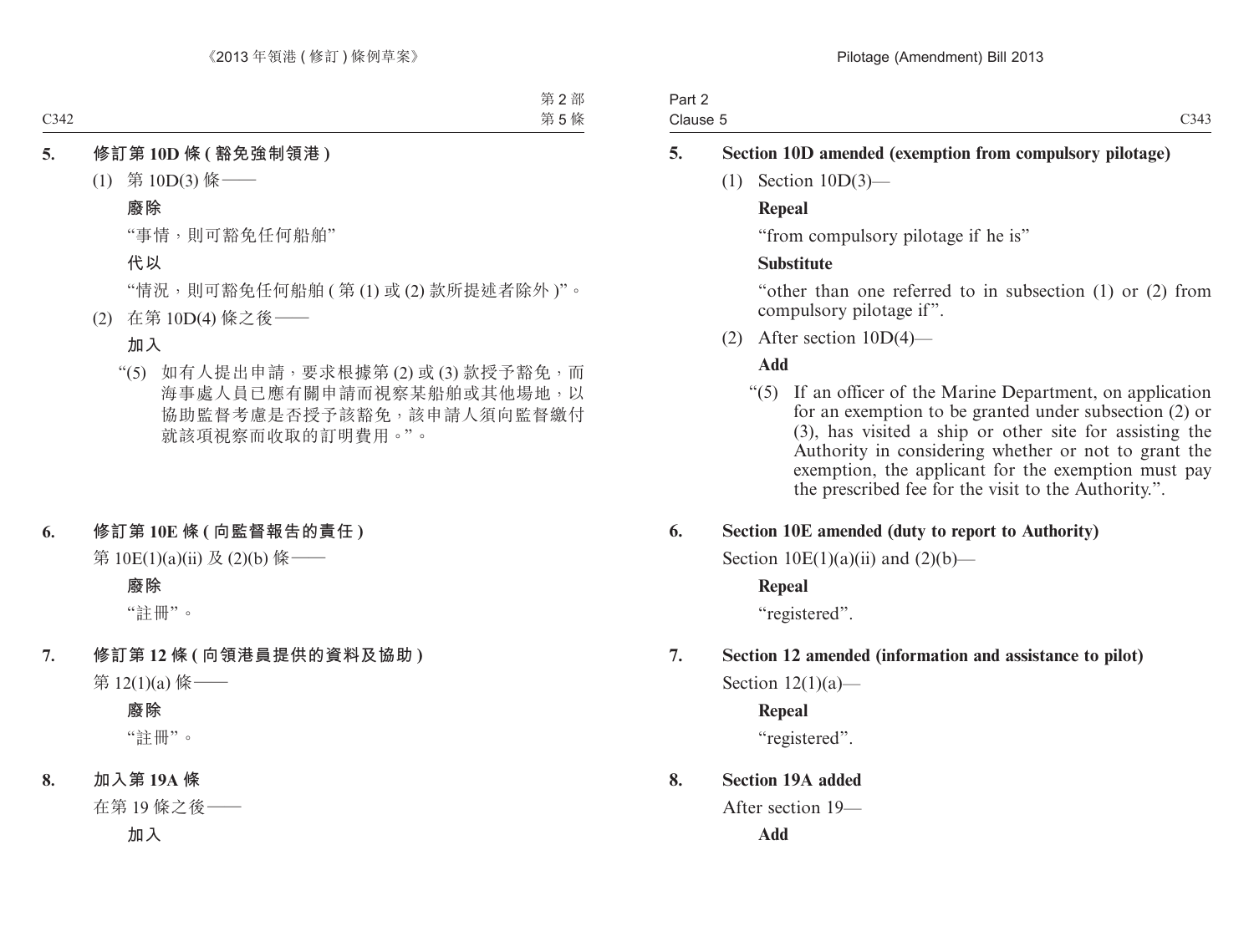**5. 修訂第 10D 條 (豁免強制領港)**

(1) 第 10D(3) 條——

**廢除**

"事情，則可豁免任何船舶"

**代以**

"情況，則可豁免任何船舶 (第 (1) 或 (2) 款所提述者除外 )"。

(2) 在第 10D(4) 條之後——

**加入**

"(5) 如有人提出申請，要求根據第 (2) 或 (3) 款授予豁免，而海事處人員已應有關申請而視察某船舶或其他場地，以協助監督考慮是否授予該豁免，該申請人須向監督繳付就該項視察而收取的訂明費用。"。

**6. 修訂第 10E 條 (向監督報告的責任)**

第 10E(1)(a)(ii) 及 (2)(b) 條——

**廢除**

"註冊"。

**7. 修訂第 12 條 (向領港員提供的資料及協助)**

第 12(1)(a) 條——

**廢除**

"註冊"。

**8. 加入第 19A 條**

在第 19 條之後——

**加入**

**5. Section 10D amended (exemption from compulsory pilotage)**

(1) Section 10D(3)—

**Repeal**

"from compulsory pilotage if he is"

**Substitute**

"other than one referred to in subsection (1) or (2) from compulsory pilotage if".

(2) After section 10D(4)—

**Add**

"(5) If an officer of the Marine Department, on application for an exemption to be granted under subsection (2) or (3), has visited a ship or other site for assisting the Authority in considering whether or not to grant the exemption, the applicant for the exemption must pay the prescribed fee for the visit to the Authority.".

**6. Section 10E amended (duty to report to Authority)**

Section 10E(1)(a)(ii) and (2)(b)—

**Repeal**

"registered".

**7. Section 12 amended (information and assistance to pilot)**

Section 12(1)(a)—

**Repeal**

"registered".

**8. Section 19A added**

After section 19—

**Add**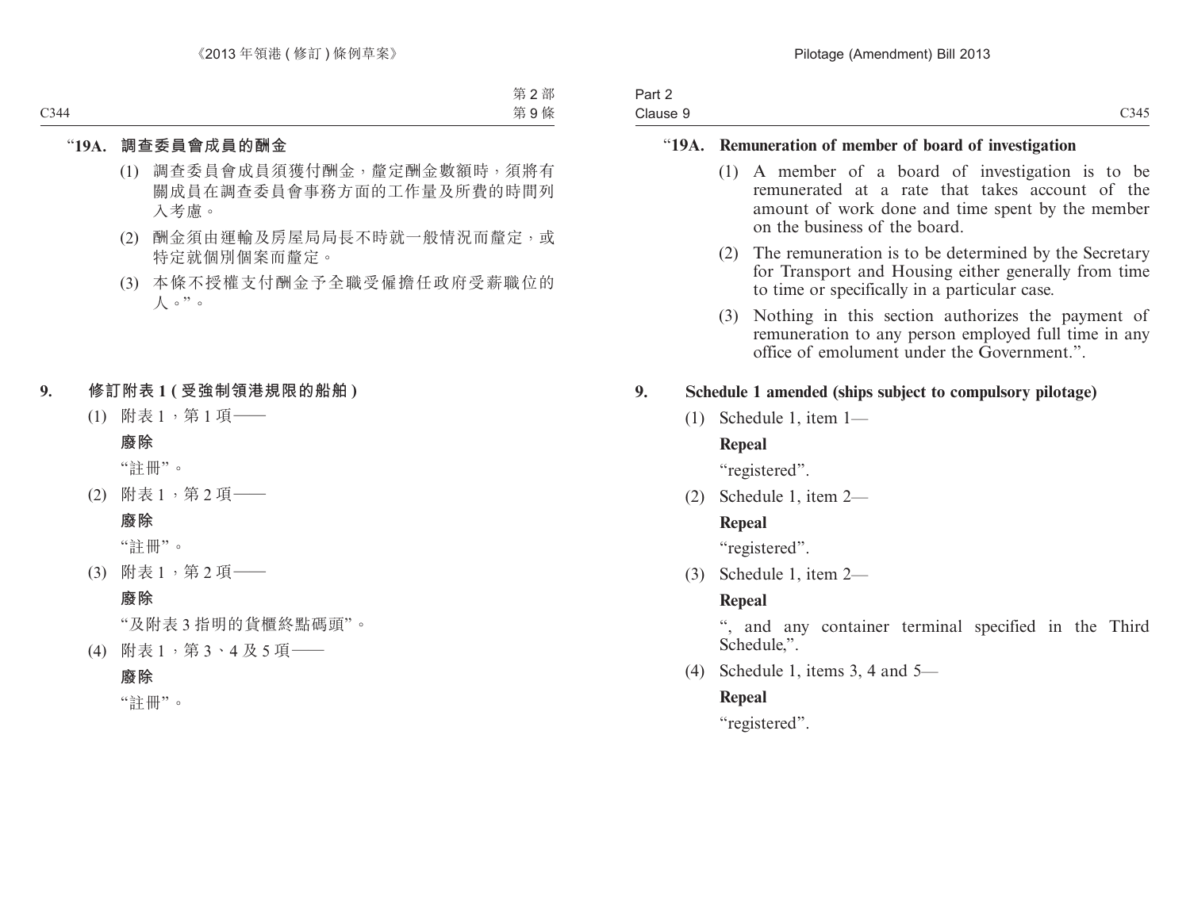“**19A. 調查委員會成員的酬金**

(1) 調查委員會成員須獲付酬金，釐定酬金數額時，須將有關成員在調查委員會事務方面的工作量及所費的時間列入考慮。

(2) 酬金須由運輸及房屋局局長不時就一般情況而釐定，或特定就個別個案而釐定。

(3) 本條不授權支付酬金予全職受僱擔任政府受薪職位的人。”。

**9. 修訂附表 1 (受強制領港規限的船舶)**

(1) 附表 1，第 1 項——

**廢除**

“註冊”。

(2) 附表 1，第 2 項——

**廢除**

“註冊”。

(3) 附表 1，第 2 項——

**廢除**

“及附表 3 指明的貨櫃終點碼頭”。

(4) 附表 1，第 3、4 及 5 項——

**廢除**

“註冊”。

“**19A. Remuneration of member of board of investigation**

(1) A member of a board of investigation is to be remunerated at a rate that takes account of the amount of work done and time spent by the member on the business of the board.

(2) The remuneration is to be determined by the Secretary for Transport and Housing either generally from time to time or specifically in a particular case.

(3) Nothing in this section authorizes the payment of remuneration to any person employed full time in any office of emolument under the Government.”.

**9. Schedule 1 amended (ships subject to compulsory pilotage)**

(1) Schedule 1, item 1—

**Repeal**

“registered”.

(2) Schedule 1, item 2—

**Repeal**

“registered”.

(3) Schedule 1, item 2—

**Repeal**

“, and any container terminal specified in the Third Schedule,”.

(4) Schedule 1, items 3, 4 and 5—

**Repeal**

“registered”.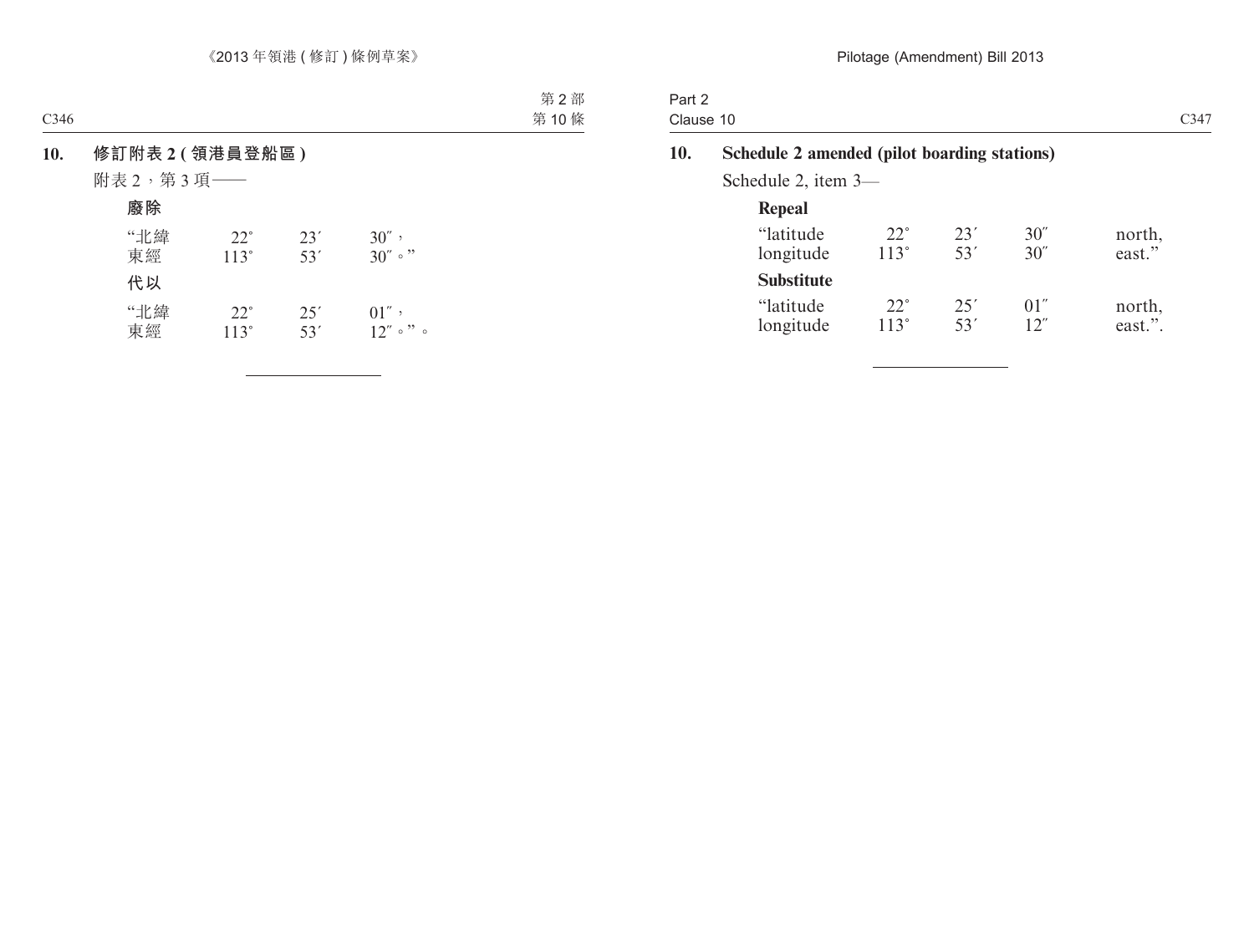## 10. 修訂附表 2 (領港員登船區)

附表 2，第 3 項——

**廢除**

| | | | |
|---|---|---|---|
| “北緯 | 22° | 23′ | 30″， |
| 東經 | 113° | 53′ | 30″。” |

**代以**

| | | | |
|---|---|---|---|
| “北緯 | 22° | 25′ | 01″， |
| 東經 | 113° | 53′ | 12″。”。 |

---

## 10. Schedule 2 amended (pilot boarding stations)

Schedule 2, item 3—

**Repeal**

| | | | | |
|---|---|---|---|---|
| “latitude | 22° | 23′ | 30″ | north, |
| longitude | 113° | 53′ | 30″ | east.” |

**Substitute**

| | | | | |
|---|---|---|---|---|
| “latitude | 22° | 25′ | 01″ | north, |
| longitude | 113° | 53′ | 12″ | east.”. |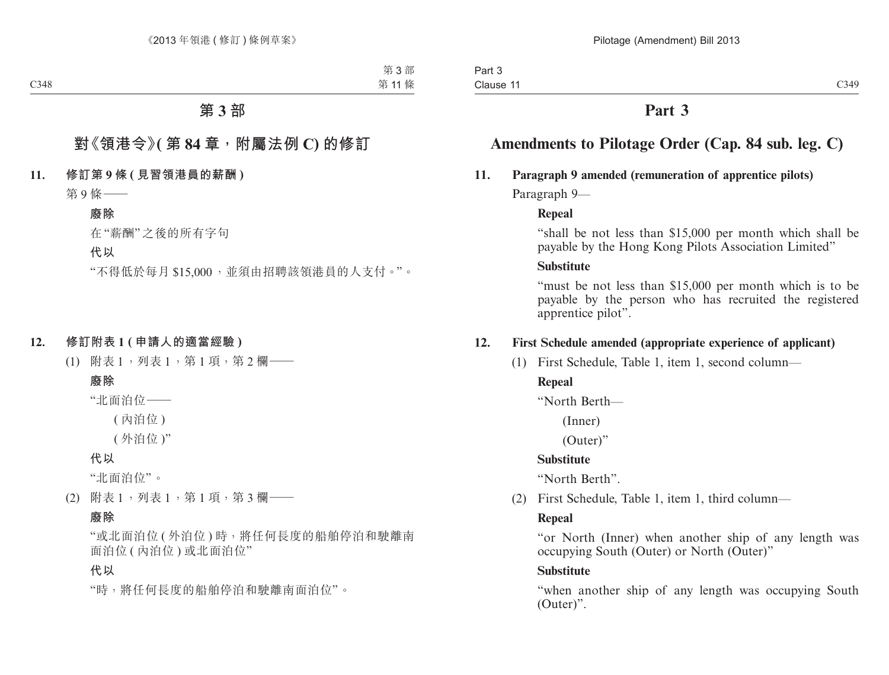# 第 3 部

## 對《領港令》(第 84 章，附屬法例 C) 的修訂

**11. 修訂第 9 條 (見習領港員的薪酬)**

第 9 條——

**廢除**

在“薪酬”之後的所有字句

**代以**

“不得低於每月 $15,000，並須由招聘該領港員的人支付。”。

**12. 修訂附表 1 (申請人的適當經驗)**

(1) 附表 1，列表 1，第 1 項，第 2 欄——

**廢除**

“北面泊位——

(內泊位)

(外泊位)”

**代以**

“北面泊位”。

(2) 附表 1，列表 1，第 1 項，第 3 欄——

**廢除**

“或北面泊位 (外泊位) 時，將任何長度的船舶停泊和駛離南面泊位 (內泊位) 或北面泊位”

**代以**

“時，將任何長度的船舶停泊和駛離南面泊位”。

# Part 3

## Amendments to Pilotage Order (Cap. 84 sub. leg. C)

**11. Paragraph 9 amended (remuneration of apprentice pilots)**

Paragraph 9—

**Repeal**

“shall be not less than $15,000 per month which shall be payable by the Hong Kong Pilots Association Limited”

**Substitute**

“must be not less than $15,000 per month which is to be payable by the person who has recruited the registered apprentice pilot”.

**12. First Schedule amended (appropriate experience of applicant)**

(1) First Schedule, Table 1, item 1, second column—

**Repeal**

“North Berth—

(Inner)

(Outer)”

**Substitute**

“North Berth”.

(2) First Schedule, Table 1, item 1, third column—

**Repeal**

“or North (Inner) when another ship of any length was occupying South (Outer) or North (Outer)”

**Substitute**

“when another ship of any length was occupying South (Outer)”.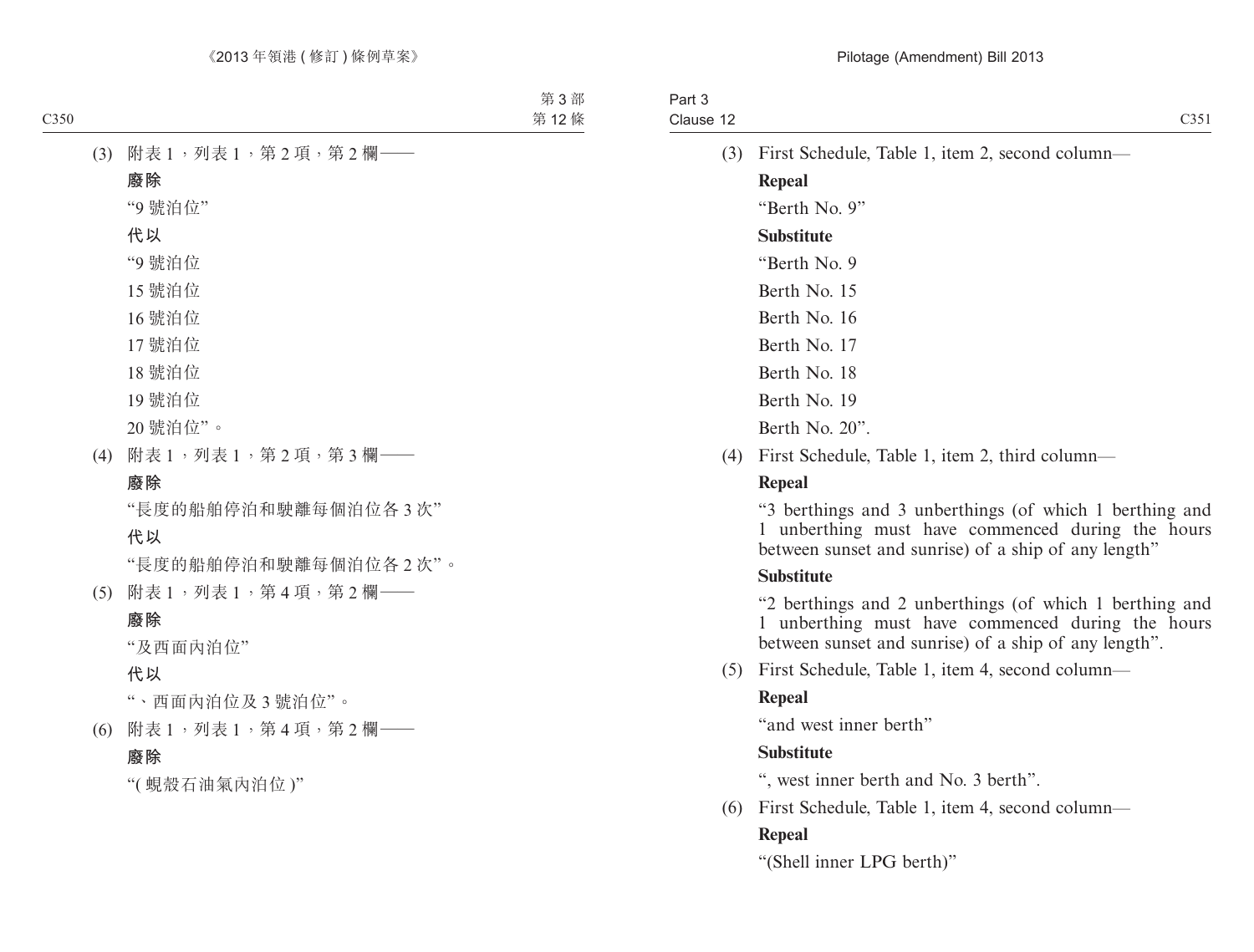(3) 附表 1，列表 1，第 2 項，第 2 欄——

**廢除**

“9 號泊位”

**代以**

“9 號泊位

15 號泊位

16 號泊位

17 號泊位

18 號泊位

19 號泊位

20 號泊位”。

(4) 附表 1，列表 1，第 2 項，第 3 欄——

**廢除**

“長度的船舶停泊和駛離每個泊位各 3 次”

**代以**

“長度的船舶停泊和駛離每個泊位各 2 次”。

(5) 附表 1，列表 1，第 4 項，第 2 欄——

**廢除**

“及西面內泊位”

**代以**

“、西面內泊位及 3 號泊位”。

(6) 附表 1，列表 1，第 4 項，第 2 欄——

**廢除**

“( 蜆殼石油氣內泊位 )”

(3) First Schedule, Table 1, item 2, second column—

**Repeal**

“Berth No. 9”

**Substitute**

“Berth No. 9

Berth No. 15

Berth No. 16

Berth No. 17

Berth No. 18

Berth No. 19

Berth No. 20”.

(4) First Schedule, Table 1, item 2, third column—

**Repeal**

“3 berthings and 3 unberthings (of which 1 berthing and 1 unberthing must have commenced during the hours between sunset and sunrise) of a ship of any length”

**Substitute**

“2 berthings and 2 unberthings (of which 1 berthing and 1 unberthing must have commenced during the hours between sunset and sunrise) of a ship of any length”.

(5) First Schedule, Table 1, item 4, second column—

**Repeal**

“and west inner berth”

**Substitute**

“, west inner berth and No. 3 berth”.

(6) First Schedule, Table 1, item 4, second column—

**Repeal**

“(Shell inner LPG berth)”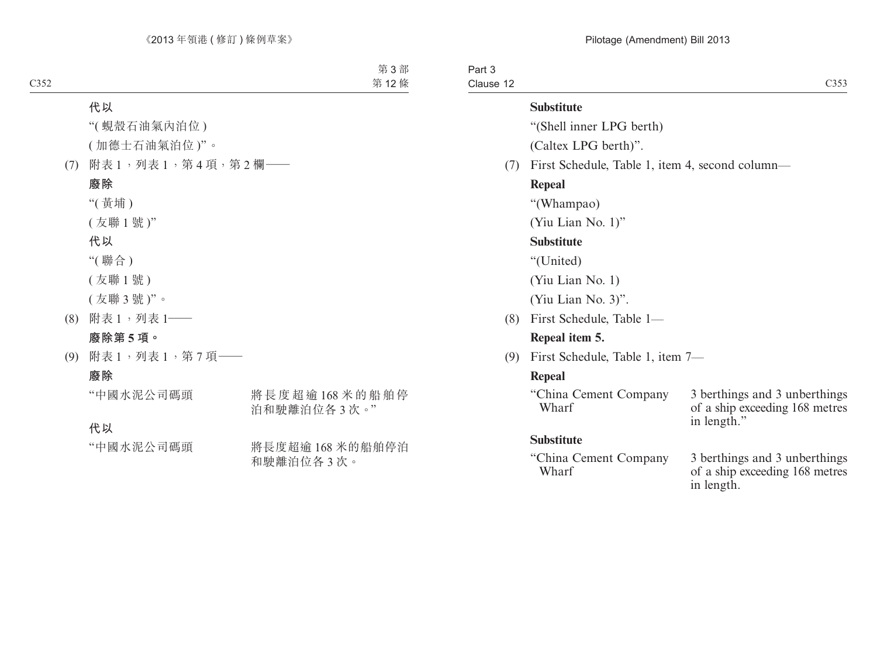代以

“(蜆殼石油氣內泊位)

(加德士石油氣泊位)”。

(7) 附表 1，列表 1，第 4 項，第 2 欄——

**廢除**

“(黃埔)

(友聯 1 號)”

**代以**

“(聯合)

(友聯 1 號)

(友聯 3 號)”。

(8) 附表 1，列表 1——

**廢除第 5 項。**

(9) 附表 1，列表 1，第 7 項——

**廢除**

| | |
|---|---|
| “中國水泥公司碼頭 | 將長度超逾 168 米的船舶停泊和駛離泊位各 3 次。” |

**代以**

| | |
|---|---|
| “中國水泥公司碼頭 | 將長度超逾 168 米的船舶停泊和駛離泊位各 3 次。 |

**Substitute**

“(Shell inner LPG berth)

(Caltex LPG berth)”.

(7) First Schedule, Table 1, item 4, second column—

**Repeal**

“(Whampao)

(Yiu Lian No. 1)”

**Substitute**

“(United)

(Yiu Lian No. 1)

(Yiu Lian No. 3)”.

(8) First Schedule, Table 1—

**Repeal item 5.**

(9) First Schedule, Table 1, item 7—

**Repeal**

| | |
|---|---|
| “China Cement Company Wharf | 3 berthings and 3 unberthings of a ship exceeding 168 metres in length.” |

**Substitute**

| | |
|---|---|
| “China Cement Company Wharf | 3 berthings and 3 unberthings of a ship exceeding 168 metres in length. |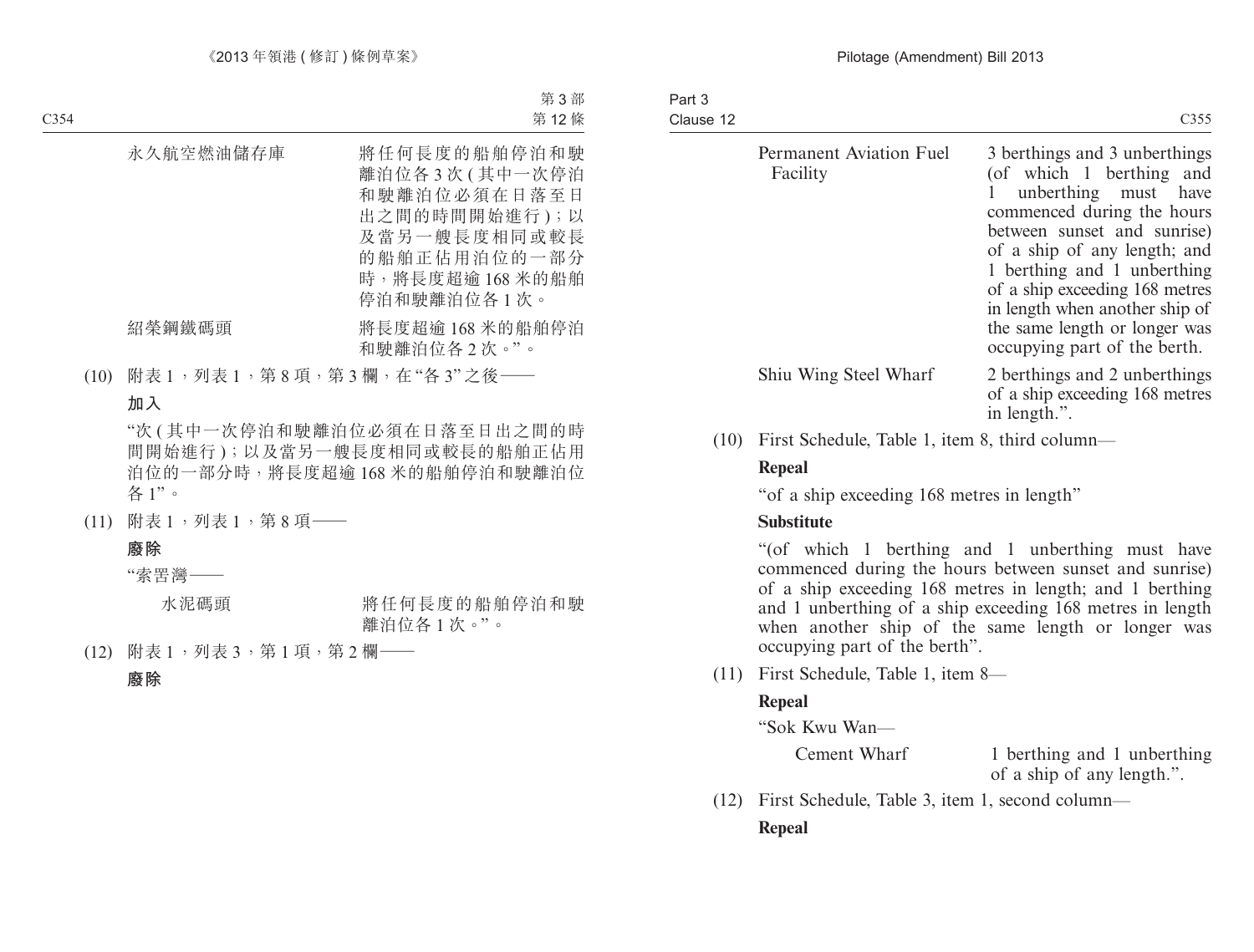永久航空燃油儲存庫 | 將任何長度的船舶停泊和駛離泊位各 3 次 (其中一次停泊和駛離泊位必須在日落至日出之間的時間開始進行)；以及當另一艘長度相同或較長的船舶正佔用泊位的一部分時，將長度超逾 168 米的船舶停泊和駛離泊位各 1 次。

紹榮鋼鐵碼頭 | 將長度超逾 168 米的船舶停泊和駛離泊位各 2 次。”。

(10) 附表 1，列表 1，第 8 項，第 3 欄，在“各 3”之後——

**加入**

“次 (其中一次停泊和駛離泊位必須在日落至日出之間的時間開始進行)；以及當另一艘長度相同或較長的船舶正佔用泊位的一部分時，將長度超逾 168 米的船舶停泊和駛離泊位各 1”。

(11) 附表 1，列表 1，第 8 項——

**廢除**

“索罟灣——

水泥碼頭 | 將任何長度的船舶停泊和駛離泊位各 1 次。”。

(12) 附表 1，列表 3，第 1 項，第 2 欄——

**廢除**

---

| | |
|---|---|
| Permanent Aviation Fuel Facility | 3 berthings and 3 unberthings (of which 1 berthing and 1 unberthing must have commenced during the hours between sunset and sunrise) of a ship of any length; and 1 berthing and 1 unberthing of a ship exceeding 168 metres in length when another ship of the same length or longer was occupying part of the berth. |
| Shiu Wing Steel Wharf | 2 berthings and 2 unberthings of a ship exceeding 168 metres in length.”. |

(10) First Schedule, Table 1, item 8, third column—

**Repeal**

“of a ship exceeding 168 metres in length”

**Substitute**

“(of which 1 berthing and 1 unberthing must have commenced during the hours between sunset and sunrise) of a ship exceeding 168 metres in length; and 1 berthing and 1 unberthing of a ship exceeding 168 metres in length when another ship of the same length or longer was occupying part of the berth”.

(11) First Schedule, Table 1, item 8—

**Repeal**

“Sok Kwu Wan—

| | |
|---|---|
| Cement Wharf | 1 berthing and 1 unberthing of a ship of any length.”. |

(12) First Schedule, Table 3, item 1, second column—

**Repeal**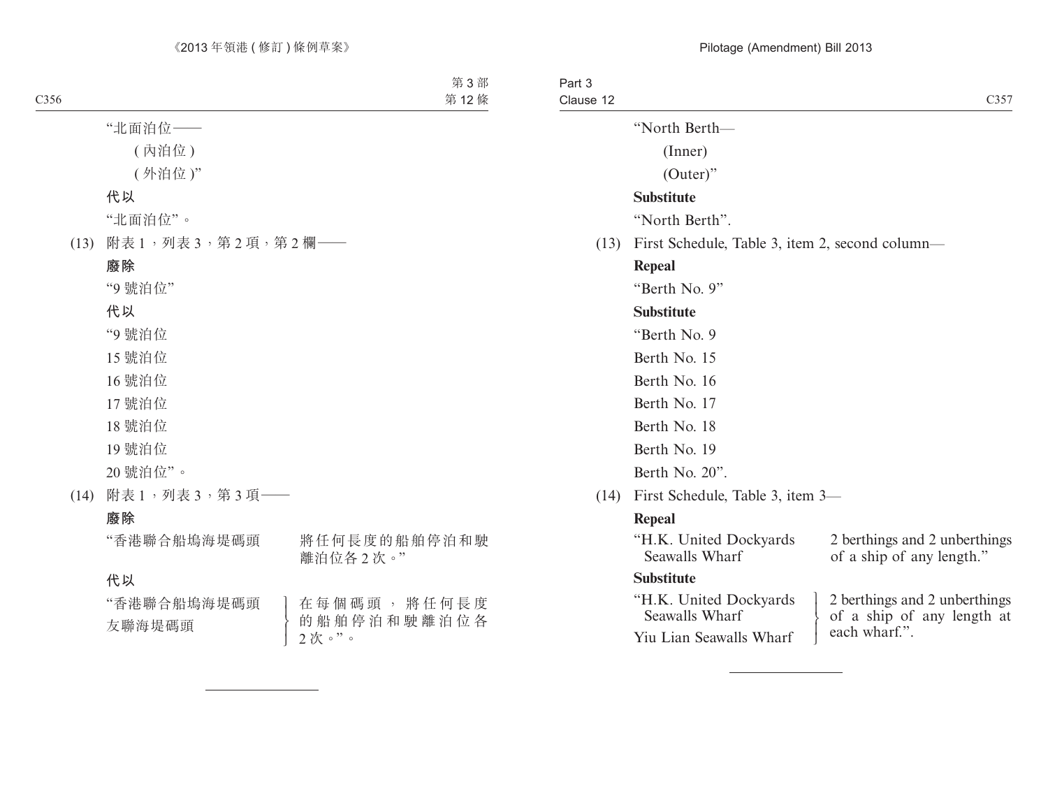"北面泊位——

(內泊位)

(外泊位)"

**代以**

"北面泊位"。

(13) 附表1，列表3，第2項，第2欄——

**廢除**

"9號泊位"

**代以**

"9號泊位

15號泊位

16號泊位

17號泊位

18號泊位

19號泊位

20號泊位"。

(14) 附表1，列表3，第3項——

**廢除**

| | |
|---|---|
| "香港聯合船塢海堤碼頭 | 將任何長度的船舶停泊和駛離泊位各2次。" |

**代以**

| | |
|---|---|
| "香港聯合船塢海堤碼頭<br>友聯海堤碼頭 | 在每個碼頭，將任何長度的船舶停泊和駛離泊位各2次。"。 |

"North Berth—

(Inner)

(Outer)"

**Substitute**

"North Berth".

(13) First Schedule, Table 3, item 2, second column—

**Repeal**

"Berth No. 9"

**Substitute**

"Berth No. 9

Berth No. 15

Berth No. 16

Berth No. 17

Berth No. 18

Berth No. 19

Berth No. 20".

(14) First Schedule, Table 3, item 3—

**Repeal**

| | |
|---|---|
| "H.K. United Dockyards Seawalls Wharf | 2 berthings and 2 unberthings of a ship of any length." |

**Substitute**

| | |
|---|---|
| "H.K. United Dockyards Seawalls Wharf<br>Yiu Lian Seawalls Wharf | 2 berthings and 2 unberthings of a ship of any length at each wharf.". |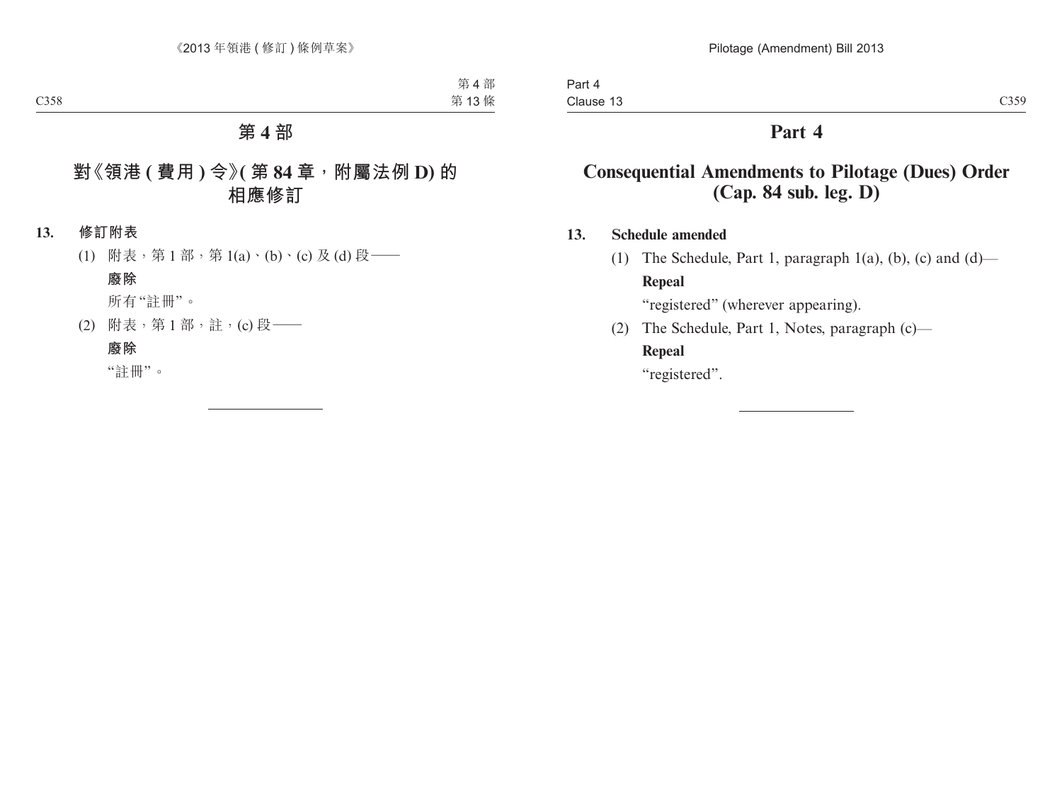# 第 4 部

## 對《領港 ( 費用 ) 令》( 第 84 章，附屬法例 D) 的相應修訂

**13. 修訂附表**

(1) 附表，第 1 部，第 1(a)、(b)、(c) 及 (d) 段——

**廢除**

所有“註冊”。

(2) 附表，第 1 部，註，(c) 段——

**廢除**

“註冊”。

# Part 4

## Consequential Amendments to Pilotage (Dues) Order (Cap. 84 sub. leg. D)

**13. Schedule amended**

(1) The Schedule, Part 1, paragraph 1(a), (b), (c) and (d)—

**Repeal**

“registered” (wherever appearing).

(2) The Schedule, Part 1, Notes, paragraph (c)—

**Repeal**

“registered”.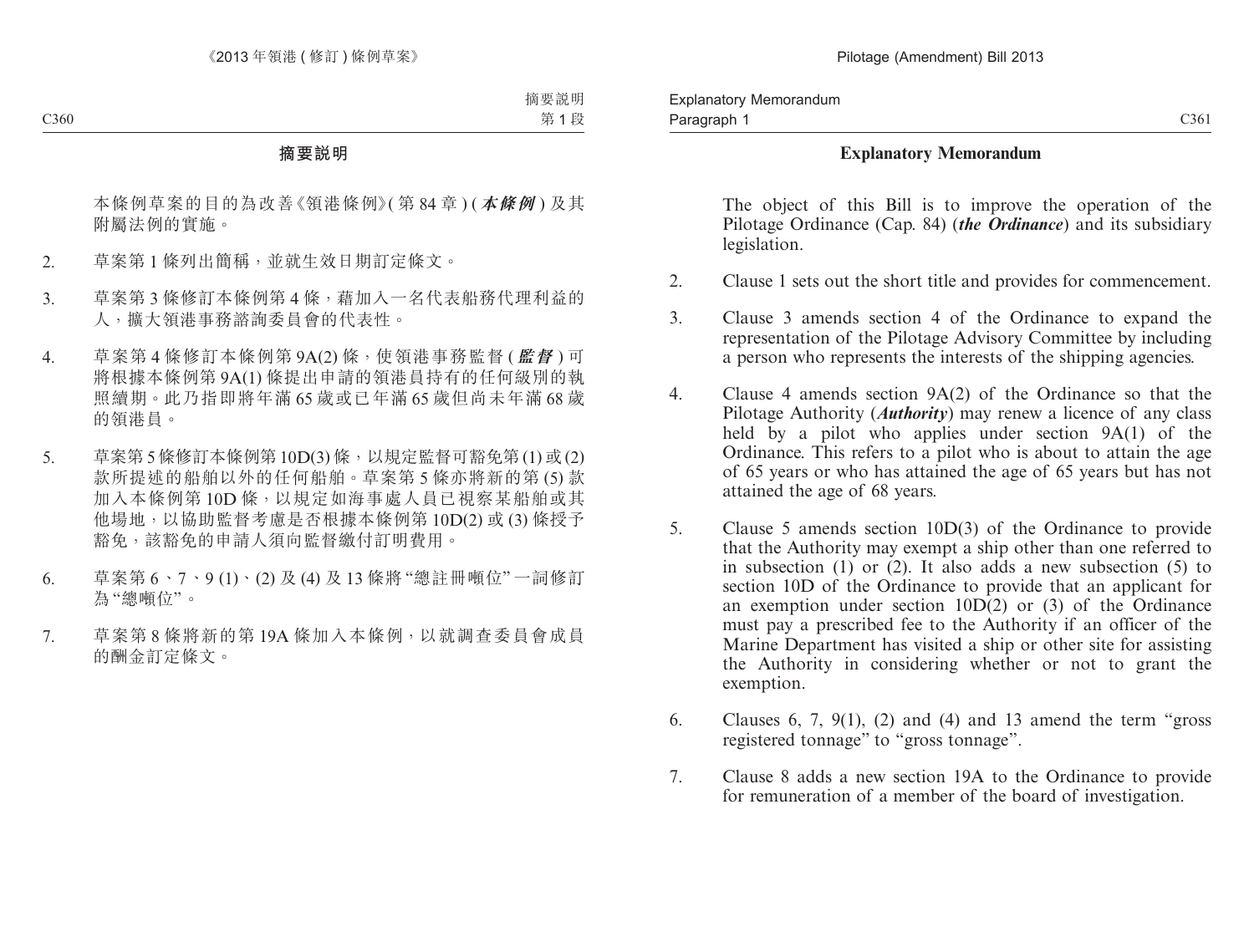## 摘要說明

本條例草案的目的為改善《領港條例》(第 84 章) (***本條例***) 及其附屬法例的實施。

2. 草案第 1 條列出簡稱，並就生效日期訂定條文。

3. 草案第 3 條修訂本條例第 4 條，藉加入一名代表船務代理利益的人，擴大領港事務諮詢委員會的代表性。

4. 草案第 4 條修訂本條例第 9A(2) 條，使領港事務監督 (***監督***) 可將根據本條例第 9A(1) 條提出申請的領港員持有的任何級別的執照續期。此乃指即將年滿 65 歲或已年滿 65 歲但尚未年滿 68 歲的領港員。

5. 草案第 5 條修訂本條例第 10D(3) 條，以規定監督可豁免第 (1) 或 (2) 款所提述的船舶以外的任何船舶。草案第 5 條亦將新的第 (5) 款加入本條例第 10D 條，以規定如海事處人員已視察某船舶或其他場地，以協助監督考慮是否根據本條例第 10D(2) 或 (3) 條授予豁免，該豁免的申請人須向監督繳付訂明費用。

6. 草案第 6、7、9 (1)、(2) 及 (4) 及 13 條將 "總註冊噸位" 一詞修訂為 "總噸位"。

7. 草案第 8 條將新的第 19A 條加入本條例，以就調查委員會成員的酬金訂定條文。

## Explanatory Memorandum

The object of this Bill is to improve the operation of the Pilotage Ordinance (Cap. 84) (***the Ordinance***) and its subsidiary legislation.

2. Clause 1 sets out the short title and provides for commencement.

3. Clause 3 amends section 4 of the Ordinance to expand the representation of the Pilotage Advisory Committee by including a person who represents the interests of the shipping agencies.

4. Clause 4 amends section 9A(2) of the Ordinance so that the Pilotage Authority (***Authority***) may renew a licence of any class held by a pilot who applies under section 9A(1) of the Ordinance. This refers to a pilot who is about to attain the age of 65 years or who has attained the age of 65 years but has not attained the age of 68 years.

5. Clause 5 amends section 10D(3) of the Ordinance to provide that the Authority may exempt a ship other than one referred to in subsection (1) or (2). It also adds a new subsection (5) to section 10D of the Ordinance to provide that an applicant for an exemption under section 10D(2) or (3) of the Ordinance must pay a prescribed fee to the Authority if an officer of the Marine Department has visited a ship or other site for assisting the Authority in considering whether or not to grant the exemption.

6. Clauses 6, 7, 9(1), (2) and (4) and 13 amend the term "gross registered tonnage" to "gross tonnage".

7. Clause 8 adds a new section 19A to the Ordinance to provide for remuneration of a member of the board of investigation.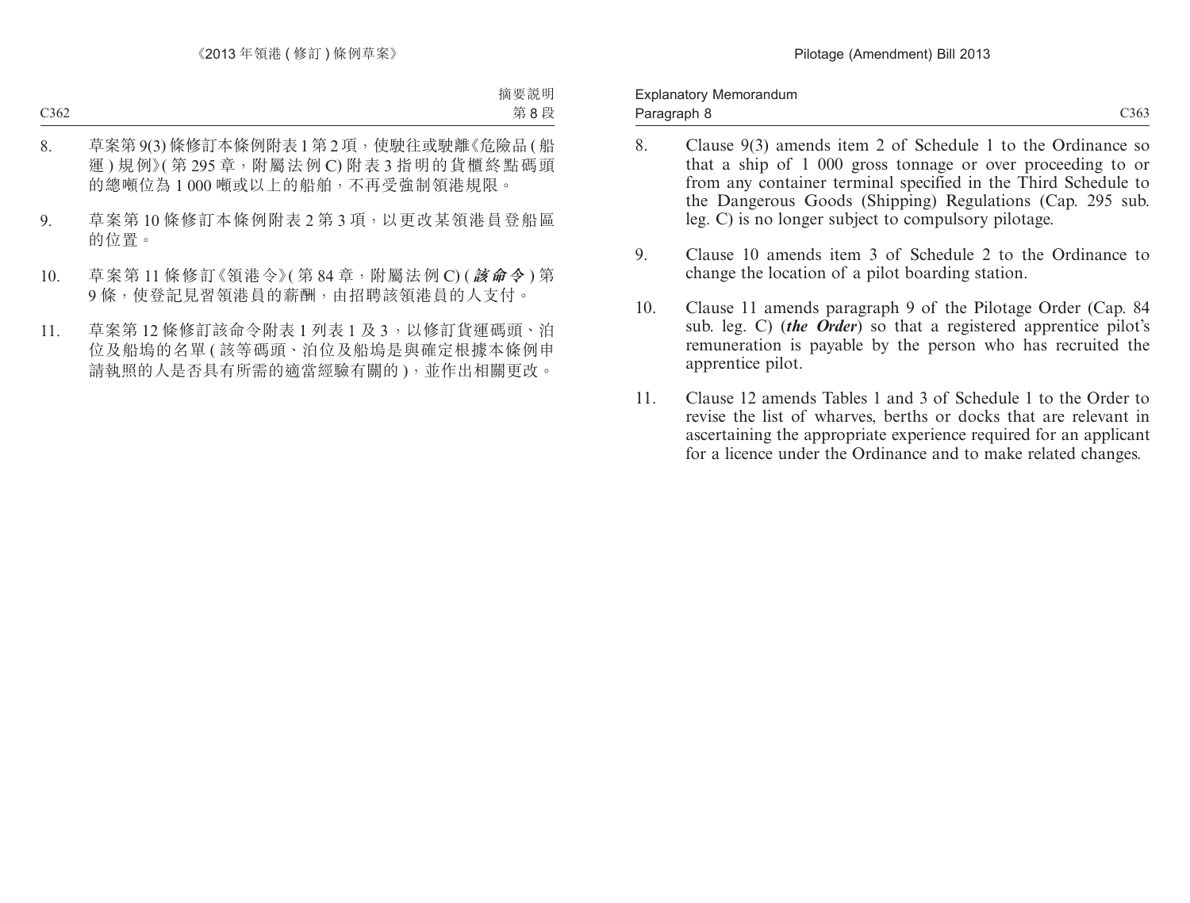8. 草案第 9(3) 條修訂本條例附表 1 第 2 項，使駛往或駛離《危險品 (船運) 規例》(第 295 章，附屬法例 C) 附表 3 指明的貨櫃終點碼頭的總噸位為 1 000 噸或以上的船舶，不再受強制領港規限。

9. 草案第 10 條修訂本條例附表 2 第 3 項，以更改某領港員登船區的位置。

10. 草案第 11 條修訂《領港令》(第 84 章，附屬法例 C) (***該命令***) 第 9 條，使登記見習領港員的薪酬，由招聘該領港員的人支付。

11. 草案第 12 條修訂該命令附表 1 列表 1 及 3，以修訂貨運碼頭、泊位及船塢的名單 (該等碼頭、泊位及船塢是與確定根據本條例申請執照的人是否具有所需的適當經驗有關的)，並作出相關更改。

8. Clause 9(3) amends item 2 of Schedule 1 to the Ordinance so that a ship of 1 000 gross tonnage or over proceeding to or from any container terminal specified in the Third Schedule to the Dangerous Goods (Shipping) Regulations (Cap. 295 sub. leg. C) is no longer subject to compulsory pilotage.

9. Clause 10 amends item 3 of Schedule 2 to the Ordinance to change the location of a pilot boarding station.

10. Clause 11 amends paragraph 9 of the Pilotage Order (Cap. 84 sub. leg. C) (***the Order***) so that a registered apprentice pilot's remuneration is payable by the person who has recruited the apprentice pilot.

11. Clause 12 amends Tables 1 and 3 of Schedule 1 to the Order to revise the list of wharves, berths or docks that are relevant in ascertaining the appropriate experience required for an applicant for a licence under the Ordinance and to make related changes.